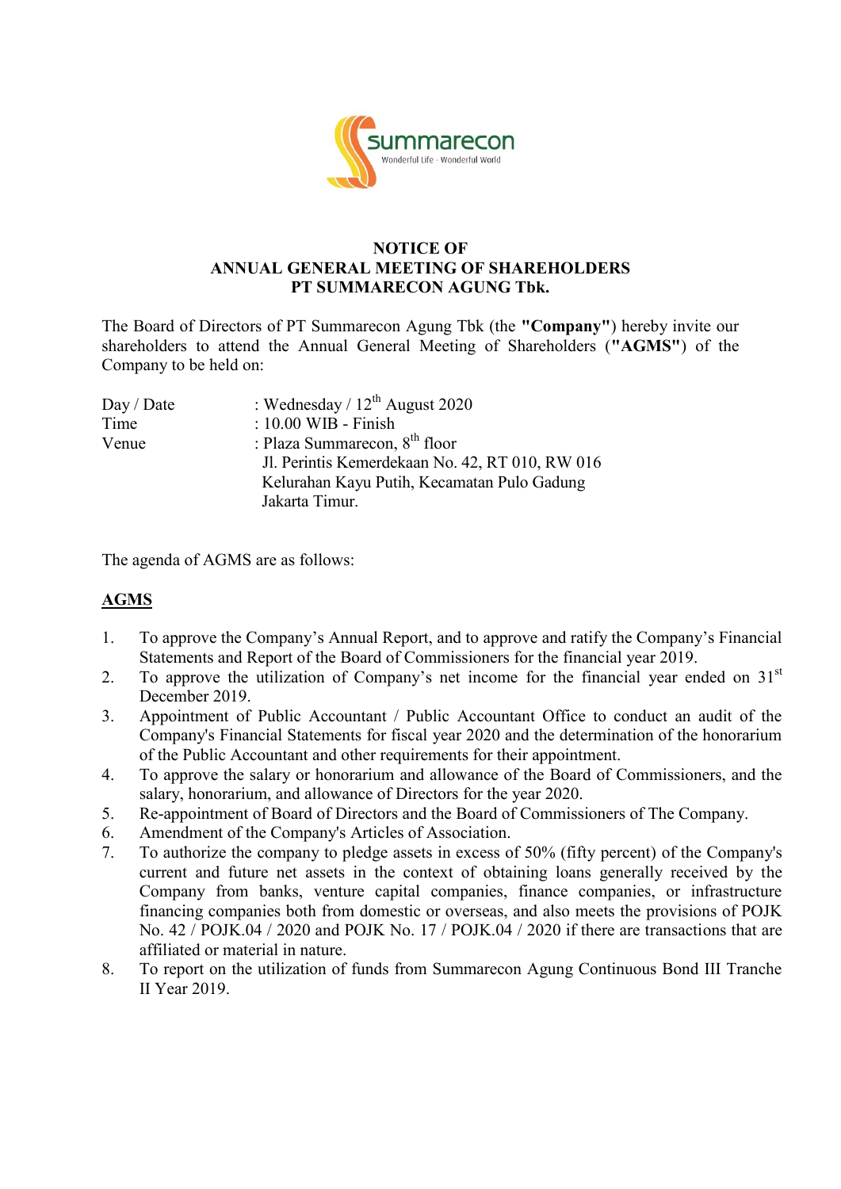summarecon
Wonderful Life · Wonderful World

# NOTICE OF ANNUAL GENERAL MEETING OF SHAREHOLDERS PT SUMMARECON AGUNG Tbk.

The Board of Directors of PT Summarecon Agung Tbk (the **"Company"**) hereby invite our shareholders to attend the Annual General Meeting of Shareholders (**"AGMS"**) of the Company to be held on:

| | |
|---|---|
| Day / Date | : Wednesday / 12th August 2020 |
| Time | : 10.00 WIB - Finish |
| Venue | : Plaza Summarecon, 8th floor<br>Jl. Perintis Kemerdekaan No. 42, RT 010, RW 016<br>Kelurahan Kayu Putih, Kecamatan Pulo Gadung<br>Jakarta Timur. |

The agenda of AGMS are as follows:

## AGMS

1. To approve the Company's Annual Report, and to approve and ratify the Company's Financial Statements and Report of the Board of Commissioners for the financial year 2019.
2. To approve the utilization of Company's net income for the financial year ended on 31st December 2019.
3. Appointment of Public Accountant / Public Accountant Office to conduct an audit of the Company's Financial Statements for fiscal year 2020 and the determination of the honorarium of the Public Accountant and other requirements for their appointment.
4. To approve the salary or honorarium and allowance of the Board of Commissioners, and the salary, honorarium, and allowance of Directors for the year 2020.
5. Re-appointment of Board of Directors and the Board of Commissioners of The Company.
6. Amendment of the Company's Articles of Association.
7. To authorize the company to pledge assets in excess of 50% (fifty percent) of the Company's current and future net assets in the context of obtaining loans generally received by the Company from banks, venture capital companies, finance companies, or infrastructure financing companies both from domestic or overseas, and also meets the provisions of POJK No. 42 / POJK.04 / 2020 and POJK No. 17 / POJK.04 / 2020 if there are transactions that are affiliated or material in nature.
8. To report on the utilization of funds from Summarecon Agung Continuous Bond III Tranche II Year 2019.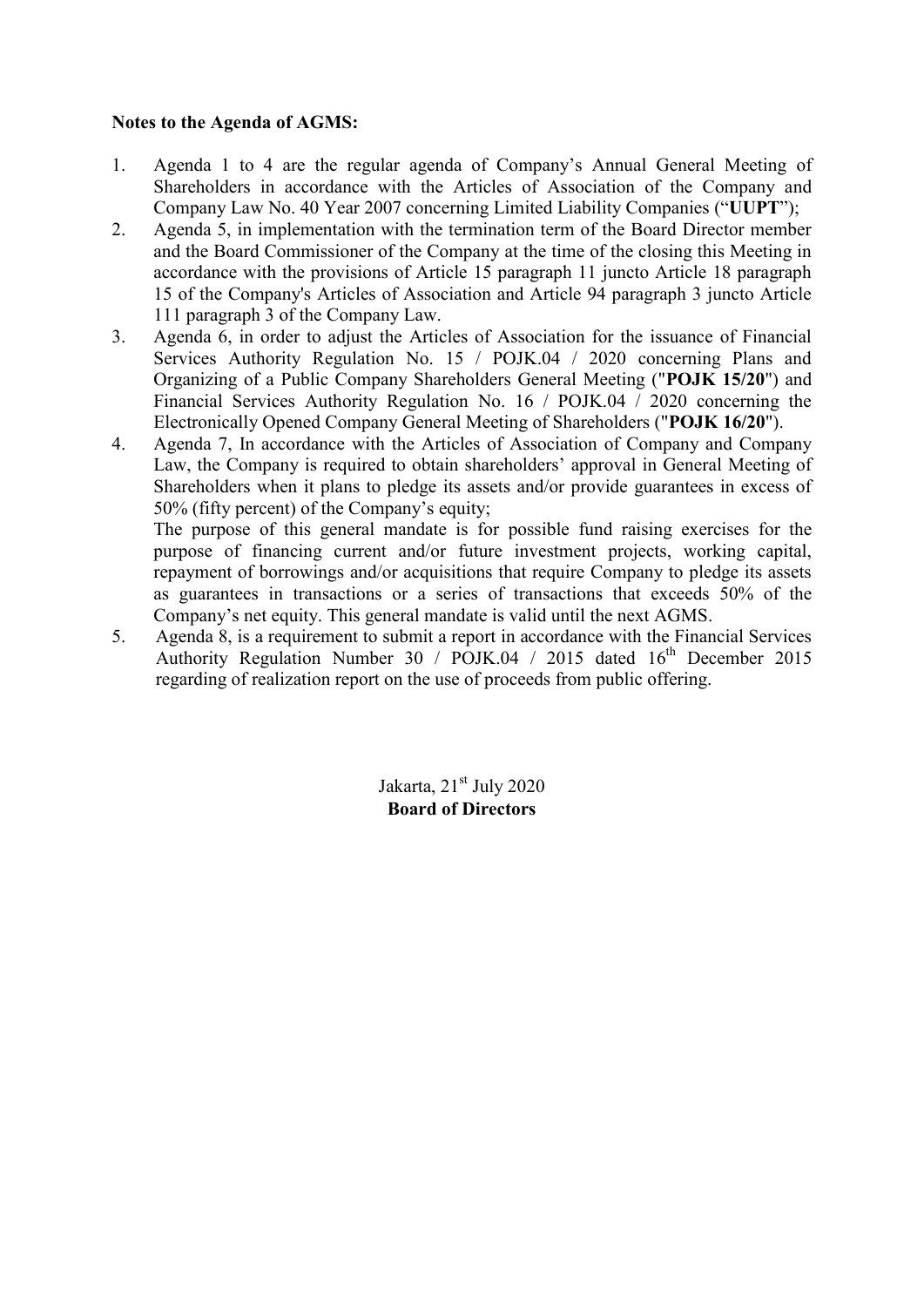**Notes to the Agenda of AGMS:**

1. Agenda 1 to 4 are the regular agenda of Company's Annual General Meeting of Shareholders in accordance with the Articles of Association of the Company and Company Law No. 40 Year 2007 concerning Limited Liability Companies ("**UUPT**");
2. Agenda 5, in implementation with the termination term of the Board Director member and the Board Commissioner of the Company at the time of the closing this Meeting in accordance with the provisions of Article 15 paragraph 11 juncto Article 18 paragraph 15 of the Company's Articles of Association and Article 94 paragraph 3 juncto Article 111 paragraph 3 of the Company Law.
3. Agenda 6, in order to adjust the Articles of Association for the issuance of Financial Services Authority Regulation No. 15 / POJK.04 / 2020 concerning Plans and Organizing of a Public Company Shareholders General Meeting ("**POJK 15/20**") and Financial Services Authority Regulation No. 16 / POJK.04 / 2020 concerning the Electronically Opened Company General Meeting of Shareholders ("**POJK 16/20**").
4. Agenda 7, In accordance with the Articles of Association of Company and Company Law, the Company is required to obtain shareholders' approval in General Meeting of Shareholders when it plans to pledge its assets and/or provide guarantees in excess of 50% (fifty percent) of the Company's equity;

   The purpose of this general mandate is for possible fund raising exercises for the purpose of financing current and/or future investment projects, working capital, repayment of borrowings and/or acquisitions that require Company to pledge its assets as guarantees in transactions or a series of transactions that exceeds 50% of the Company's net equity. This general mandate is valid until the next AGMS.
5. Agenda 8, is a requirement to submit a report in accordance with the Financial Services Authority Regulation Number 30 / POJK.04 / 2015 dated 16th December 2015 regarding of realization report on the use of proceeds from public offering.

Jakarta, 21st July 2020

**Board of Directors**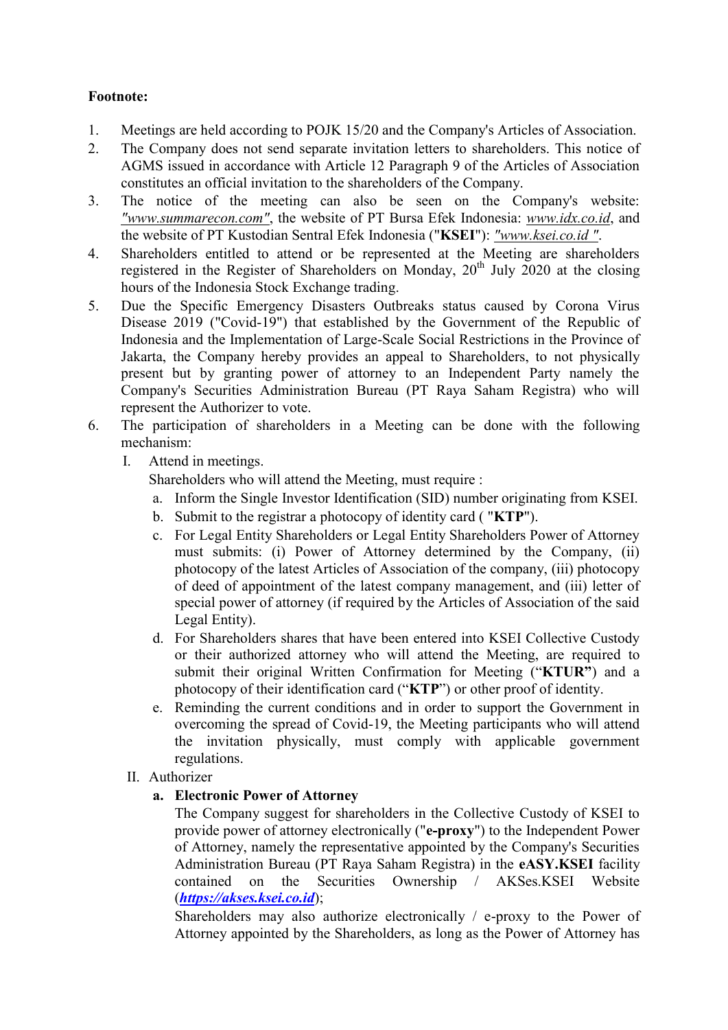**Footnote:**

1. Meetings are held according to POJK 15/20 and the Company's Articles of Association.
2. The Company does not send separate invitation letters to shareholders. This notice of AGMS issued in accordance with Article 12 Paragraph 9 of the Articles of Association constitutes an official invitation to the shareholders of the Company.
3. The notice of the meeting can also be seen on the Company's website: *"www.summarecon.com"*, the website of PT Bursa Efek Indonesia: *www.idx.co.id*, and the website of PT Kustodian Sentral Efek Indonesia ("**KSEI**"): *"www.ksei.co.id "*.
4. Shareholders entitled to attend or be represented at the Meeting are shareholders registered in the Register of Shareholders on Monday, 20th July 2020 at the closing hours of the Indonesia Stock Exchange trading.
5. Due the Specific Emergency Disasters Outbreaks status caused by Corona Virus Disease 2019 ("Covid-19") that established by the Government of the Republic of Indonesia and the Implementation of Large-Scale Social Restrictions in the Province of Jakarta, the Company hereby provides an appeal to Shareholders, to not physically present but by granting power of attorney to an Independent Party namely the Company's Securities Administration Bureau (PT Raya Saham Registra) who will represent the Authorizer to vote.
6. The participation of shareholders in a Meeting can be done with the following mechanism:

   I. Attend in meetings.
   Shareholders who will attend the Meeting, must require :

   a. Inform the Single Investor Identification (SID) number originating from KSEI.
   b. Submit to the registrar a photocopy of identity card ( "**KTP**").
   c. For Legal Entity Shareholders or Legal Entity Shareholders Power of Attorney must submits: (i) Power of Attorney determined by the Company, (ii) photocopy of the latest Articles of Association of the company, (iii) photocopy of deed of appointment of the latest company management, and (iii) letter of special power of attorney (if required by the Articles of Association of the said Legal Entity).
   d. For Shareholders shares that have been entered into KSEI Collective Custody or their authorized attorney who will attend the Meeting, are required to submit their original Written Confirmation for Meeting ("**KTUR"**) and a photocopy of their identification card ("**KTP**") or other proof of identity.
   e. Reminding the current conditions and in order to support the Government in overcoming the spread of Covid-19, the Meeting participants who will attend the invitation physically, must comply with applicable government regulations.

   II. Authorizer

   **a. Electronic Power of Attorney**

   The Company suggest for shareholders in the Collective Custody of KSEI to provide power of attorney electronically ("**e-proxy**") to the Independent Power of Attorney, namely the representative appointed by the Company's Securities Administration Bureau (PT Raya Saham Registra) in the **eASY.KSEI** facility contained on the Securities Ownership / AKSes.KSEI Website (***https://akses.ksei.co.id***);

   Shareholders may also authorize electronically / e-proxy to the Power of Attorney appointed by the Shareholders, as long as the Power of Attorney has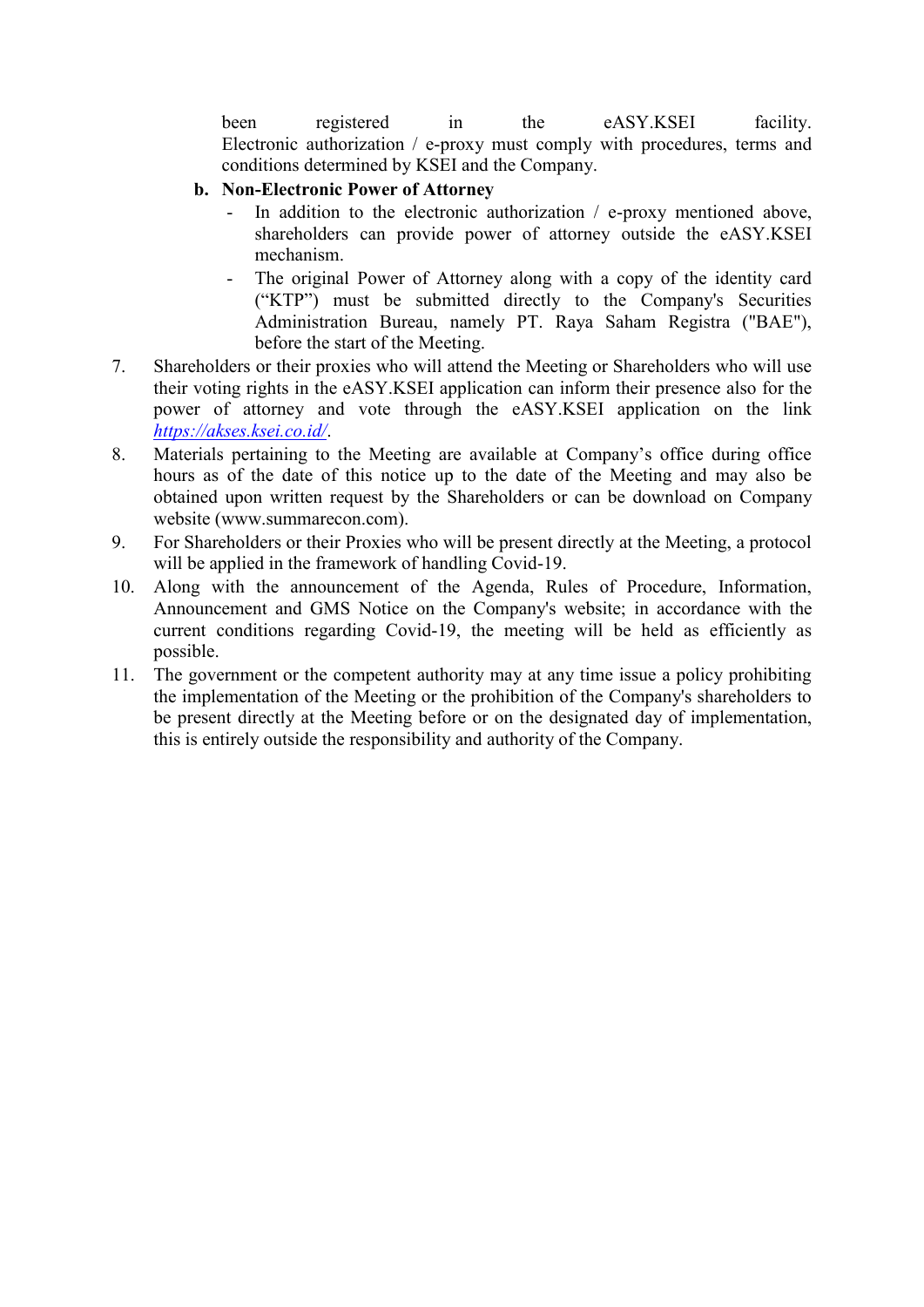been registered in the eASY.KSEI facility. Electronic authorization / e-proxy must comply with procedures, terms and conditions determined by KSEI and the Company.

**b. Non-Electronic Power of Attorney**

- In addition to the electronic authorization / e-proxy mentioned above, shareholders can provide power of attorney outside the eASY.KSEI mechanism.
- The original Power of Attorney along with a copy of the identity card ("KTP") must be submitted directly to the Company's Securities Administration Bureau, namely PT. Raya Saham Registra ("BAE"), before the start of the Meeting.

7. Shareholders or their proxies who will attend the Meeting or Shareholders who will use their voting rights in the eASY.KSEI application can inform their presence also for the power of attorney and vote through the eASY.KSEI application on the link *https://akses.ksei.co.id/*.
8. Materials pertaining to the Meeting are available at Company's office during office hours as of the date of this notice up to the date of the Meeting and may also be obtained upon written request by the Shareholders or can be download on Company website (www.summarecon.com).
9. For Shareholders or their Proxies who will be present directly at the Meeting, a protocol will be applied in the framework of handling Covid-19.
10. Along with the announcement of the Agenda, Rules of Procedure, Information, Announcement and GMS Notice on the Company's website; in accordance with the current conditions regarding Covid-19, the meeting will be held as efficiently as possible.
11. The government or the competent authority may at any time issue a policy prohibiting the implementation of the Meeting or the prohibition of the Company's shareholders to be present directly at the Meeting before or on the designated day of implementation, this is entirely outside the responsibility and authority of the Company.